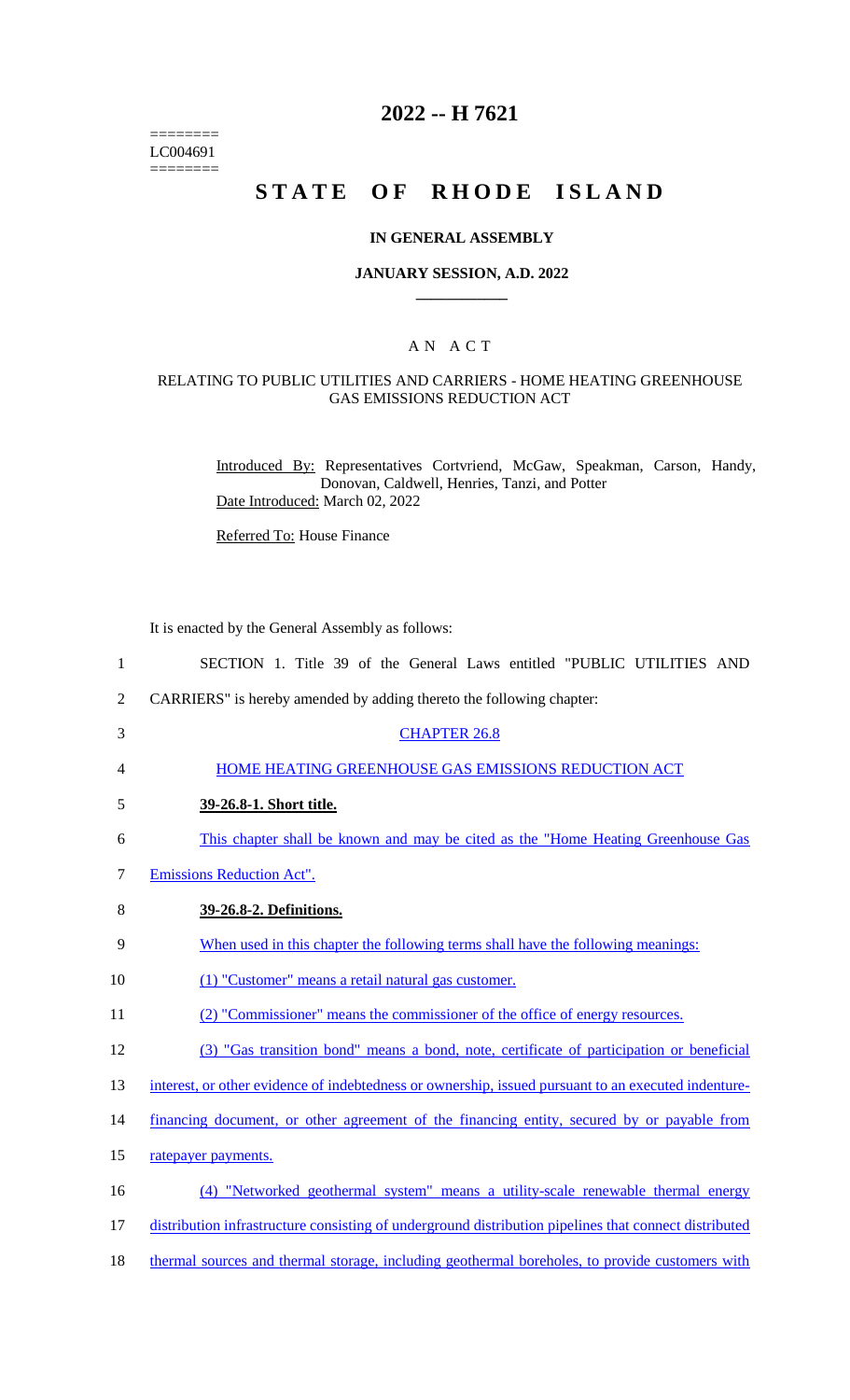========
LC004691
========

# 2022 -- H 7621

# STATE OF RHODE ISLAND

## IN GENERAL ASSEMBLY

### JANUARY SESSION, A.D. 2022

## AN ACT

### RELATING TO PUBLIC UTILITIES AND CARRIERS - HOME HEATING GREENHOUSE GAS EMISSIONS REDUCTION ACT

Introduced By: Representatives Cortvriend, McGaw, Speakman, Carson, Handy, Donovan, Caldwell, Henries, Tanzi, and Potter

Date Introduced: March 02, 2022

Referred To: House Finance

It is enacted by the General Assembly as follows:

1 SECTION 1. Title 39 of the General Laws entitled "PUBLIC UTILITIES AND
2 CARRIERS" is hereby amended by adding thereto the following chapter:

3 CHAPTER 26.8

4 HOME HEATING GREENHOUSE GAS EMISSIONS REDUCTION ACT

5 **39-26.8-1. Short title.**

6 This chapter shall be known and may be cited as the "Home Heating Greenhouse Gas
7 Emissions Reduction Act".

8 **39-26.8-2. Definitions.**

9 When used in this chapter the following terms shall have the following meanings:

10 (1) "Customer" means a retail natural gas customer.

11 (2) "Commissioner" means the commissioner of the office of energy resources.

12 (3) "Gas transition bond" means a bond, note, certificate of participation or beneficial
13 interest, or other evidence of indebtedness or ownership, issued pursuant to an executed indenture-
14 financing document, or other agreement of the financing entity, secured by or payable from
15 ratepayer payments.

16 (4) "Networked geothermal system" means a utility-scale renewable thermal energy
17 distribution infrastructure consisting of underground distribution pipelines that connect distributed
18 thermal sources and thermal storage, including geothermal boreholes, to provide customers with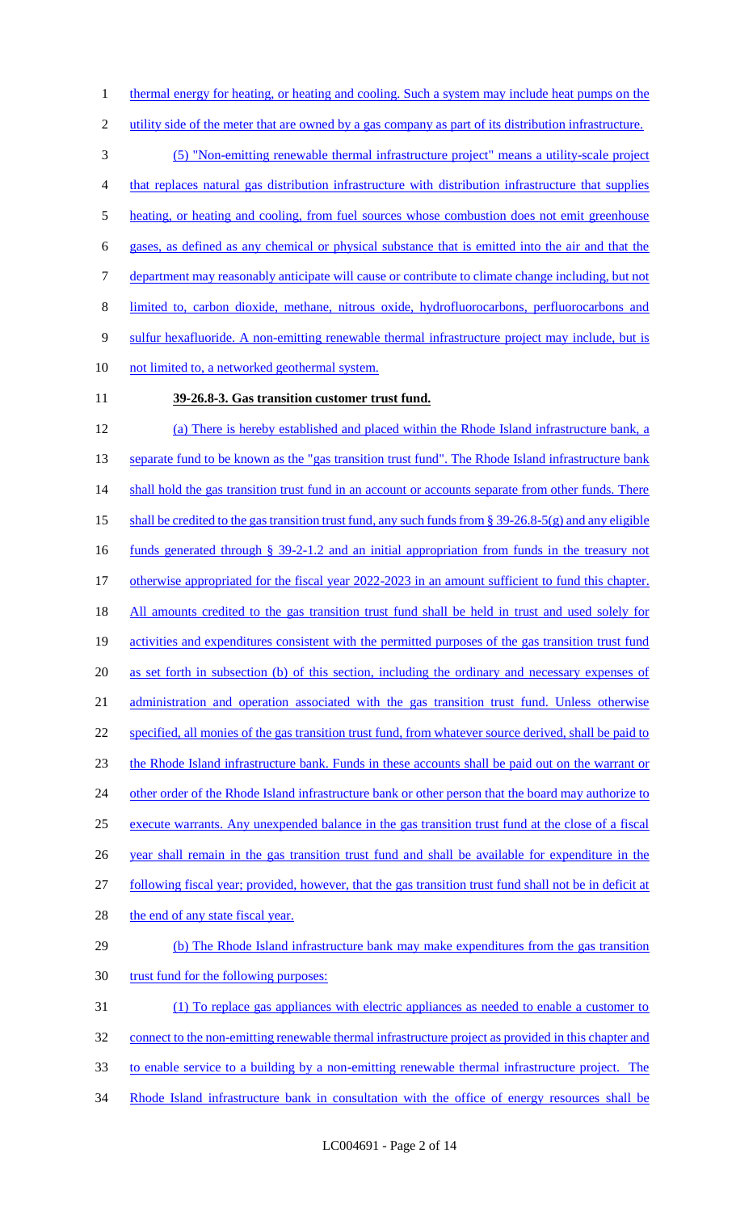thermal energy for heating, or heating and cooling. Such a system may include heat pumps on the utility side of the meter that are owned by a gas company as part of its distribution infrastructure.

(5) "Non-emitting renewable thermal infrastructure project" means a utility-scale project that replaces natural gas distribution infrastructure with distribution infrastructure that supplies heating, or heating and cooling, from fuel sources whose combustion does not emit greenhouse gases, as defined as any chemical or physical substance that is emitted into the air and that the department may reasonably anticipate will cause or contribute to climate change including, but not limited to, carbon dioxide, methane, nitrous oxide, hydrofluorocarbons, perfluorocarbons and sulfur hexafluoride. A non-emitting renewable thermal infrastructure project may include, but is not limited to, a networked geothermal system.

**39-26.8-3. Gas transition customer trust fund.**

(a) There is hereby established and placed within the Rhode Island infrastructure bank, a separate fund to be known as the "gas transition trust fund". The Rhode Island infrastructure bank shall hold the gas transition trust fund in an account or accounts separate from other funds. There shall be credited to the gas transition trust fund, any such funds from § 39-26.8-5(g) and any eligible funds generated through § 39-2-1.2 and an initial appropriation from funds in the treasury not otherwise appropriated for the fiscal year 2022-2023 in an amount sufficient to fund this chapter. All amounts credited to the gas transition trust fund shall be held in trust and used solely for activities and expenditures consistent with the permitted purposes of the gas transition trust fund as set forth in subsection (b) of this section, including the ordinary and necessary expenses of administration and operation associated with the gas transition trust fund. Unless otherwise specified, all monies of the gas transition trust fund, from whatever source derived, shall be paid to the Rhode Island infrastructure bank. Funds in these accounts shall be paid out on the warrant or other order of the Rhode Island infrastructure bank or other person that the board may authorize to execute warrants. Any unexpended balance in the gas transition trust fund at the close of a fiscal year shall remain in the gas transition trust fund and shall be available for expenditure in the following fiscal year; provided, however, that the gas transition trust fund shall not be in deficit at the end of any state fiscal year.

(b) The Rhode Island infrastructure bank may make expenditures from the gas transition trust fund for the following purposes:

(1) To replace gas appliances with electric appliances as needed to enable a customer to connect to the non-emitting renewable thermal infrastructure project as provided in this chapter and to enable service to a building by a non-emitting renewable thermal infrastructure project. The Rhode Island infrastructure bank in consultation with the office of energy resources shall be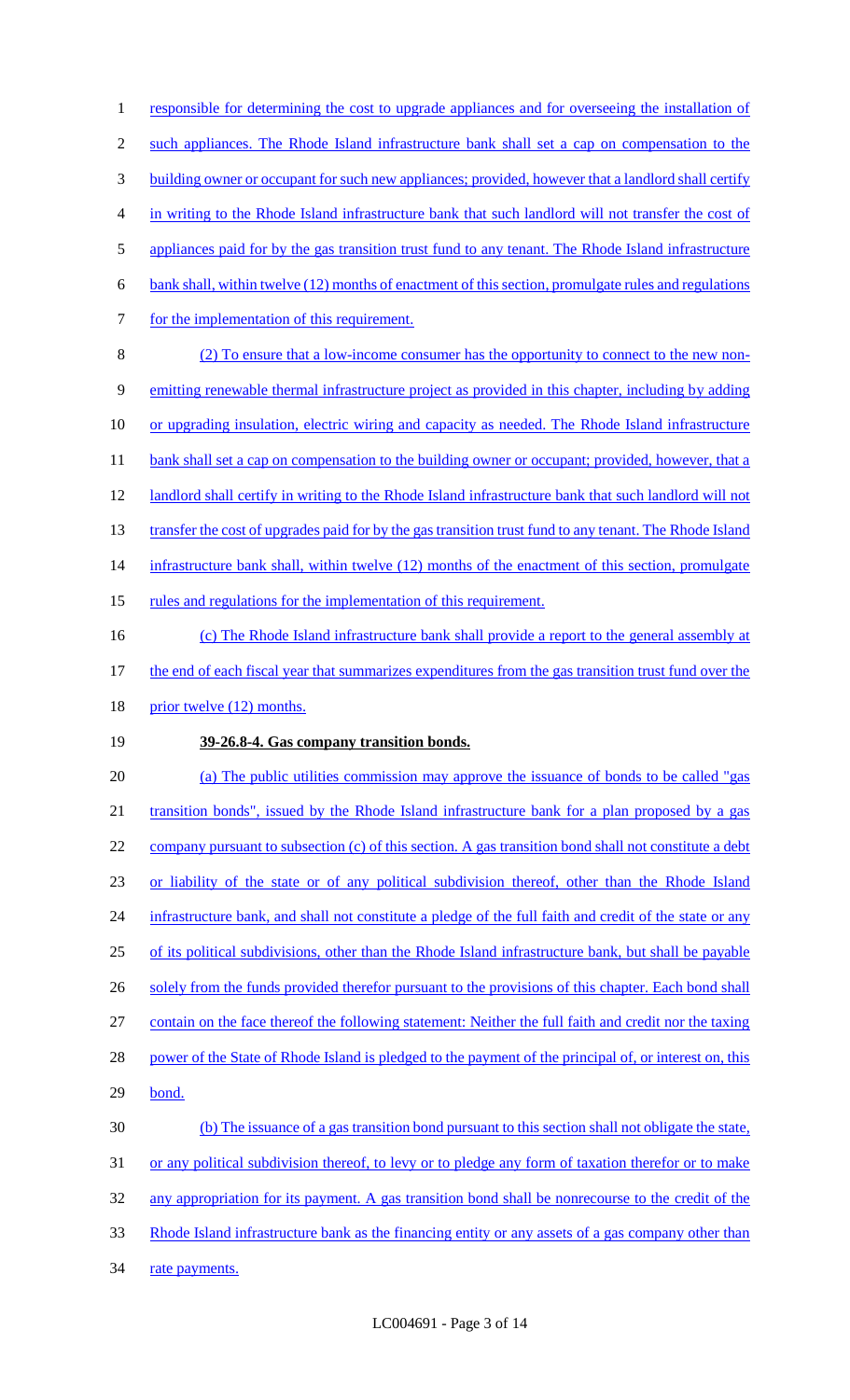responsible for determining the cost to upgrade appliances and for overseeing the installation of such appliances. The Rhode Island infrastructure bank shall set a cap on compensation to the building owner or occupant for such new appliances; provided, however that a landlord shall certify in writing to the Rhode Island infrastructure bank that such landlord will not transfer the cost of appliances paid for by the gas transition trust fund to any tenant. The Rhode Island infrastructure bank shall, within twelve (12) months of enactment of this section, promulgate rules and regulations for the implementation of this requirement.

(2) To ensure that a low-income consumer has the opportunity to connect to the new non-emitting renewable thermal infrastructure project as provided in this chapter, including by adding or upgrading insulation, electric wiring and capacity as needed. The Rhode Island infrastructure bank shall set a cap on compensation to the building owner or occupant; provided, however, that a landlord shall certify in writing to the Rhode Island infrastructure bank that such landlord will not transfer the cost of upgrades paid for by the gas transition trust fund to any tenant. The Rhode Island infrastructure bank shall, within twelve (12) months of the enactment of this section, promulgate rules and regulations for the implementation of this requirement.

(c) The Rhode Island infrastructure bank shall provide a report to the general assembly at the end of each fiscal year that summarizes expenditures from the gas transition trust fund over the prior twelve (12) months.

**39-26.8-4. Gas company transition bonds.**

(a) The public utilities commission may approve the issuance of bonds to be called "gas transition bonds", issued by the Rhode Island infrastructure bank for a plan proposed by a gas company pursuant to subsection (c) of this section. A gas transition bond shall not constitute a debt or liability of the state or of any political subdivision thereof, other than the Rhode Island infrastructure bank, and shall not constitute a pledge of the full faith and credit of the state or any of its political subdivisions, other than the Rhode Island infrastructure bank, but shall be payable solely from the funds provided therefor pursuant to the provisions of this chapter. Each bond shall contain on the face thereof the following statement: Neither the full faith and credit nor the taxing power of the State of Rhode Island is pledged to the payment of the principal of, or interest on, this bond.

(b) The issuance of a gas transition bond pursuant to this section shall not obligate the state, or any political subdivision thereof, to levy or to pledge any form of taxation therefor or to make any appropriation for its payment. A gas transition bond shall be nonrecourse to the credit of the Rhode Island infrastructure bank as the financing entity or any assets of a gas company other than rate payments.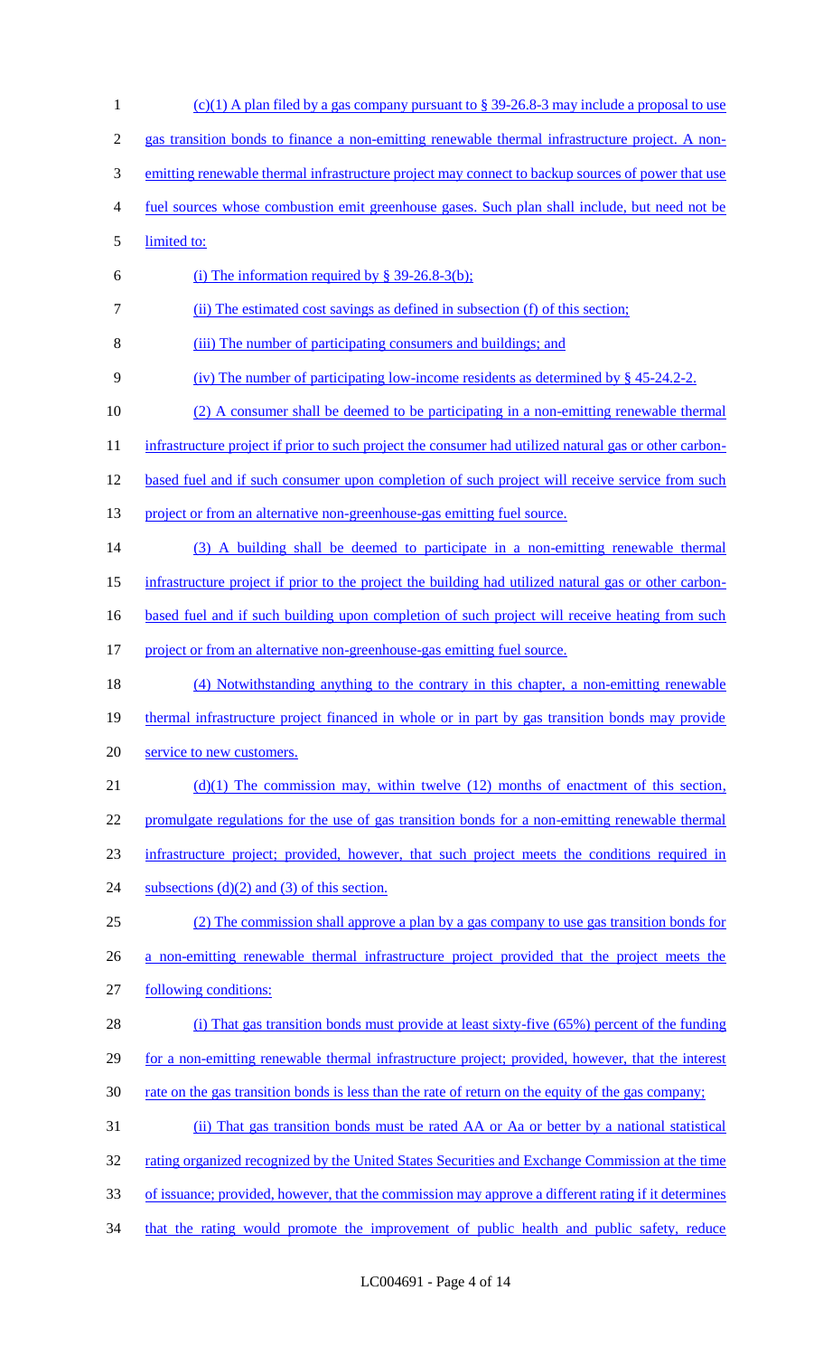(c)(1) A plan filed by a gas company pursuant to § 39-26.8-3 may include a proposal to use gas transition bonds to finance a non-emitting renewable thermal infrastructure project. A non-emitting renewable thermal infrastructure project may connect to backup sources of power that use fuel sources whose combustion emit greenhouse gases. Such plan shall include, but need not be limited to:

(i) The information required by § 39-26.8-3(b);

(ii) The estimated cost savings as defined in subsection (f) of this section;

(iii) The number of participating consumers and buildings; and

(iv) The number of participating low-income residents as determined by § 45-24.2-2.

(2) A consumer shall be deemed to be participating in a non-emitting renewable thermal infrastructure project if prior to such project the consumer had utilized natural gas or other carbon-based fuel and if such consumer upon completion of such project will receive service from such project or from an alternative non-greenhouse-gas emitting fuel source.

(3) A building shall be deemed to participate in a non-emitting renewable thermal infrastructure project if prior to the project the building had utilized natural gas or other carbon-based fuel and if such building upon completion of such project will receive heating from such project or from an alternative non-greenhouse-gas emitting fuel source.

(4) Notwithstanding anything to the contrary in this chapter, a non-emitting renewable thermal infrastructure project financed in whole or in part by gas transition bonds may provide service to new customers.

(d)(1) The commission may, within twelve (12) months of enactment of this section, promulgate regulations for the use of gas transition bonds for a non-emitting renewable thermal infrastructure project; provided, however, that such project meets the conditions required in subsections (d)(2) and (3) of this section.

(2) The commission shall approve a plan by a gas company to use gas transition bonds for a non-emitting renewable thermal infrastructure project provided that the project meets the following conditions:

(i) That gas transition bonds must provide at least sixty-five (65%) percent of the funding for a non-emitting renewable thermal infrastructure project; provided, however, that the interest rate on the gas transition bonds is less than the rate of return on the equity of the gas company;

(ii) That gas transition bonds must be rated AA or Aa or better by a national statistical rating organized recognized by the United States Securities and Exchange Commission at the time of issuance; provided, however, that the commission may approve a different rating if it determines that the rating would promote the improvement of public health and public safety, reduce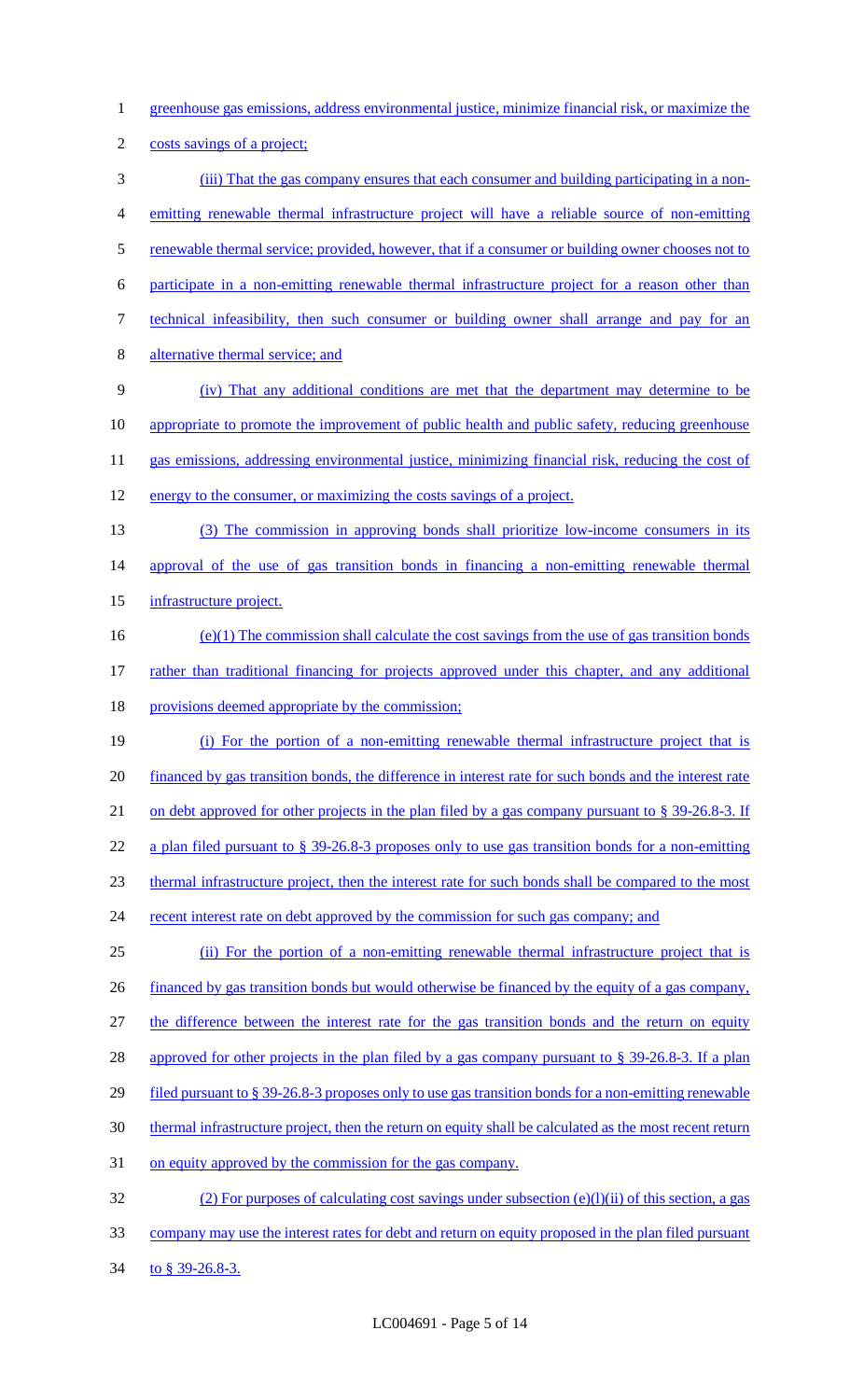greenhouse gas emissions, address environmental justice, minimize financial risk, or maximize the costs savings of a project;

(iii) That the gas company ensures that each consumer and building participating in a non-emitting renewable thermal infrastructure project will have a reliable source of non-emitting renewable thermal service; provided, however, that if a consumer or building owner chooses not to participate in a non-emitting renewable thermal infrastructure project for a reason other than technical infeasibility, then such consumer or building owner shall arrange and pay for an alternative thermal service; and

(iv) That any additional conditions are met that the department may determine to be appropriate to promote the improvement of public health and public safety, reducing greenhouse gas emissions, addressing environmental justice, minimizing financial risk, reducing the cost of energy to the consumer, or maximizing the costs savings of a project.

(3) The commission in approving bonds shall prioritize low-income consumers in its approval of the use of gas transition bonds in financing a non-emitting renewable thermal infrastructure project.

(e)(1) The commission shall calculate the cost savings from the use of gas transition bonds rather than traditional financing for projects approved under this chapter, and any additional provisions deemed appropriate by the commission;

(i) For the portion of a non-emitting renewable thermal infrastructure project that is financed by gas transition bonds, the difference in interest rate for such bonds and the interest rate on debt approved for other projects in the plan filed by a gas company pursuant to § 39-26.8-3. If a plan filed pursuant to § 39-26.8-3 proposes only to use gas transition bonds for a non-emitting thermal infrastructure project, then the interest rate for such bonds shall be compared to the most recent interest rate on debt approved by the commission for such gas company; and

(ii) For the portion of a non-emitting renewable thermal infrastructure project that is financed by gas transition bonds but would otherwise be financed by the equity of a gas company, the difference between the interest rate for the gas transition bonds and the return on equity approved for other projects in the plan filed by a gas company pursuant to § 39-26.8-3. If a plan filed pursuant to § 39-26.8-3 proposes only to use gas transition bonds for a non-emitting renewable thermal infrastructure project, then the return on equity shall be calculated as the most recent return on equity approved by the commission for the gas company.

(2) For purposes of calculating cost savings under subsection (e)(l)(ii) of this section, a gas company may use the interest rates for debt and return on equity proposed in the plan filed pursuant to § 39-26.8-3.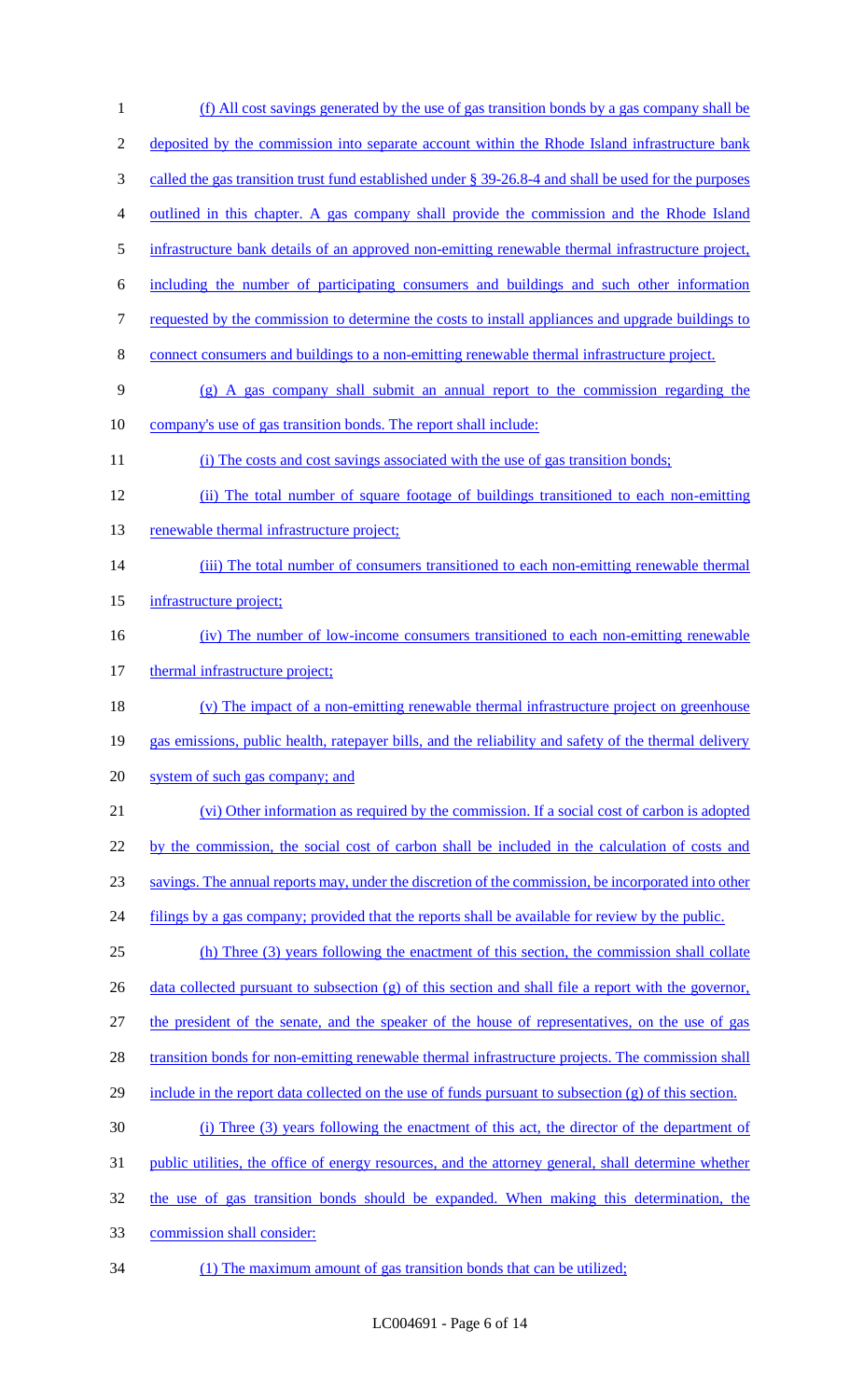(f) All cost savings generated by the use of gas transition bonds by a gas company shall be deposited by the commission into separate account within the Rhode Island infrastructure bank called the gas transition trust fund established under § 39-26.8-4 and shall be used for the purposes outlined in this chapter. A gas company shall provide the commission and the Rhode Island infrastructure bank details of an approved non-emitting renewable thermal infrastructure project, including the number of participating consumers and buildings and such other information requested by the commission to determine the costs to install appliances and upgrade buildings to connect consumers and buildings to a non-emitting renewable thermal infrastructure project.

(g) A gas company shall submit an annual report to the commission regarding the company's use of gas transition bonds. The report shall include:

(i) The costs and cost savings associated with the use of gas transition bonds;

(ii) The total number of square footage of buildings transitioned to each non-emitting renewable thermal infrastructure project;

(iii) The total number of consumers transitioned to each non-emitting renewable thermal infrastructure project;

(iv) The number of low-income consumers transitioned to each non-emitting renewable thermal infrastructure project;

(v) The impact of a non-emitting renewable thermal infrastructure project on greenhouse gas emissions, public health, ratepayer bills, and the reliability and safety of the thermal delivery system of such gas company; and

(vi) Other information as required by the commission. If a social cost of carbon is adopted by the commission, the social cost of carbon shall be included in the calculation of costs and savings. The annual reports may, under the discretion of the commission, be incorporated into other filings by a gas company; provided that the reports shall be available for review by the public.

(h) Three (3) years following the enactment of this section, the commission shall collate data collected pursuant to subsection (g) of this section and shall file a report with the governor, the president of the senate, and the speaker of the house of representatives, on the use of gas transition bonds for non-emitting renewable thermal infrastructure projects. The commission shall include in the report data collected on the use of funds pursuant to subsection (g) of this section.

(i) Three (3) years following the enactment of this act, the director of the department of public utilities, the office of energy resources, and the attorney general, shall determine whether the use of gas transition bonds should be expanded. When making this determination, the commission shall consider:

(1) The maximum amount of gas transition bonds that can be utilized;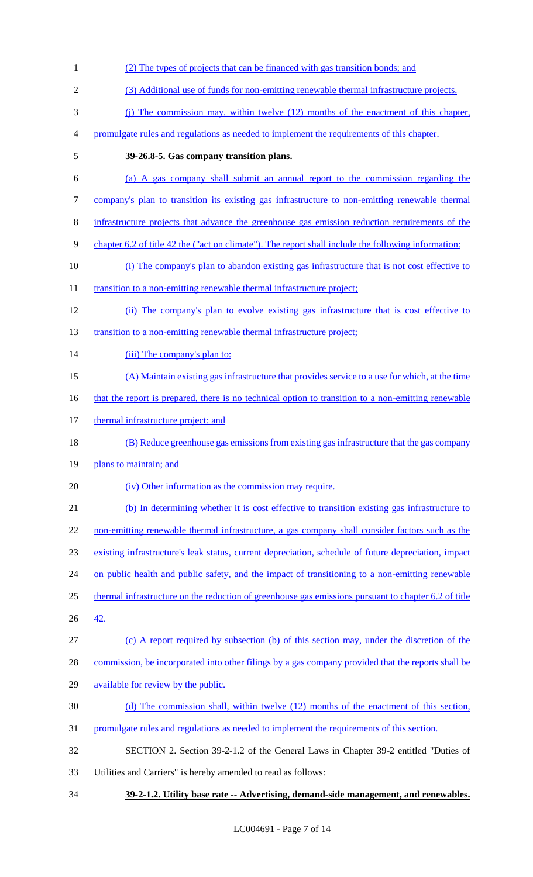(2) The types of projects that can be financed with gas transition bonds; and

(3) Additional use of funds for non-emitting renewable thermal infrastructure projects.

(j) The commission may, within twelve (12) months of the enactment of this chapter, promulgate rules and regulations as needed to implement the requirements of this chapter.

**39-26.8-5. Gas company transition plans.**

(a) A gas company shall submit an annual report to the commission regarding the company's plan to transition its existing gas infrastructure to non-emitting renewable thermal infrastructure projects that advance the greenhouse gas emission reduction requirements of the chapter 6.2 of title 42 (the ("act on climate"). The report shall include the following information:

(i) The company's plan to abandon existing gas infrastructure that is not cost effective to transition to a non-emitting renewable thermal infrastructure project;

(ii) The company's plan to evolve existing gas infrastructure that is cost effective to transition to a non-emitting renewable thermal infrastructure project;

(iii) The company's plan to:

(A) Maintain existing gas infrastructure that provides service to a use for which, at the time that the report is prepared, there is no technical option to transition to a non-emitting renewable thermal infrastructure project; and

(B) Reduce greenhouse gas emissions from existing gas infrastructure that the gas company plans to maintain; and

(iv) Other information as the commission may require.

(b) In determining whether it is cost effective to transition existing gas infrastructure to non-emitting renewable thermal infrastructure, a gas company shall consider factors such as the existing infrastructure's leak status, current depreciation, schedule of future depreciation, impact on public health and public safety, and the impact of transitioning to a non-emitting renewable thermal infrastructure on the reduction of greenhouse gas emissions pursuant to chapter 6.2 of title 42.

(c) A report required by subsection (b) of this section may, under the discretion of the commission, be incorporated into other filings by a gas company provided that the reports shall be available for review by the public.

(d) The commission shall, within twelve (12) months of the enactment of this section, promulgate rules and regulations as needed to implement the requirements of this section.

SECTION 2. Section 39-2-1.2 of the General Laws in Chapter 39-2 entitled "Duties of Utilities and Carriers" is hereby amended to read as follows:

**39-2-1.2. Utility base rate -- Advertising, demand-side management, and renewables.**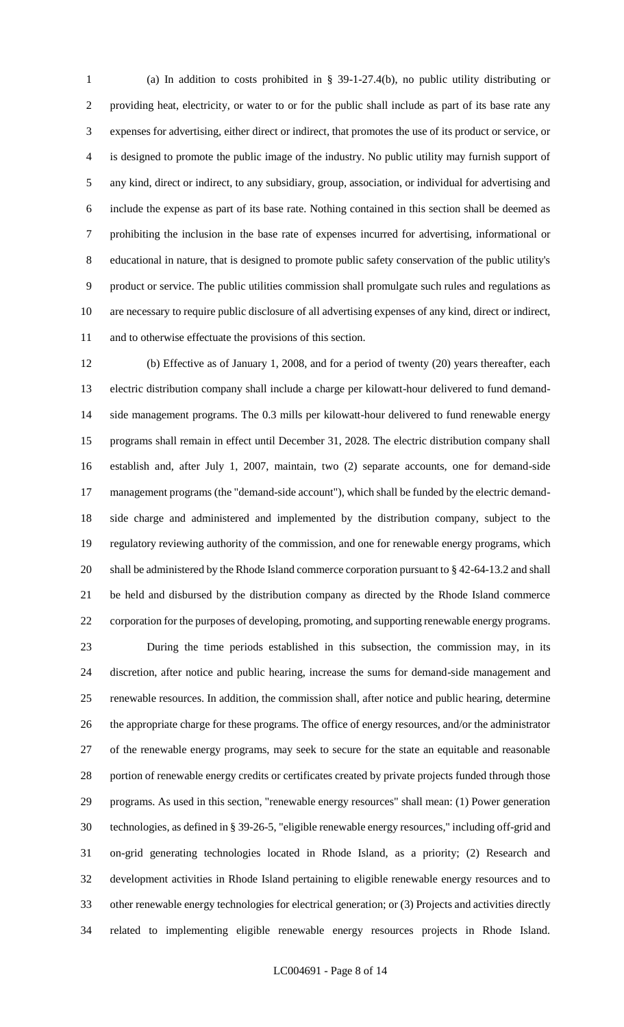(a) In addition to costs prohibited in § 39-1-27.4(b), no public utility distributing or providing heat, electricity, or water to or for the public shall include as part of its base rate any expenses for advertising, either direct or indirect, that promotes the use of its product or service, or is designed to promote the public image of the industry. No public utility may furnish support of any kind, direct or indirect, to any subsidiary, group, association, or individual for advertising and include the expense as part of its base rate. Nothing contained in this section shall be deemed as prohibiting the inclusion in the base rate of expenses incurred for advertising, informational or educational in nature, that is designed to promote public safety conservation of the public utility's product or service. The public utilities commission shall promulgate such rules and regulations as are necessary to require public disclosure of all advertising expenses of any kind, direct or indirect, and to otherwise effectuate the provisions of this section.

(b) Effective as of January 1, 2008, and for a period of twenty (20) years thereafter, each electric distribution company shall include a charge per kilowatt-hour delivered to fund demand-side management programs. The 0.3 mills per kilowatt-hour delivered to fund renewable energy programs shall remain in effect until December 31, 2028. The electric distribution company shall establish and, after July 1, 2007, maintain, two (2) separate accounts, one for demand-side management programs (the "demand-side account"), which shall be funded by the electric demand-side charge and administered and implemented by the distribution company, subject to the regulatory reviewing authority of the commission, and one for renewable energy programs, which shall be administered by the Rhode Island commerce corporation pursuant to § 42-64-13.2 and shall be held and disbursed by the distribution company as directed by the Rhode Island commerce corporation for the purposes of developing, promoting, and supporting renewable energy programs.

During the time periods established in this subsection, the commission may, in its discretion, after notice and public hearing, increase the sums for demand-side management and renewable resources. In addition, the commission shall, after notice and public hearing, determine the appropriate charge for these programs. The office of energy resources, and/or the administrator of the renewable energy programs, may seek to secure for the state an equitable and reasonable portion of renewable energy credits or certificates created by private projects funded through those programs. As used in this section, "renewable energy resources" shall mean: (1) Power generation technologies, as defined in § 39-26-5, "eligible renewable energy resources," including off-grid and on-grid generating technologies located in Rhode Island, as a priority; (2) Research and development activities in Rhode Island pertaining to eligible renewable energy resources and to other renewable energy technologies for electrical generation; or (3) Projects and activities directly related to implementing eligible renewable energy resources projects in Rhode Island.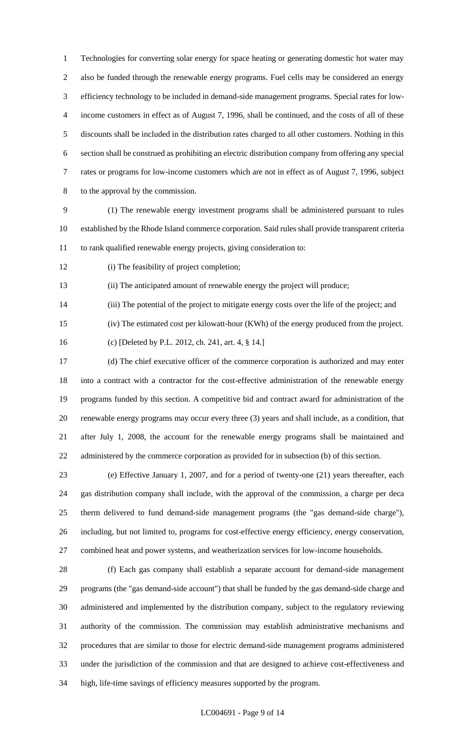Technologies for converting solar energy for space heating or generating domestic hot water may also be funded through the renewable energy programs. Fuel cells may be considered an energy efficiency technology to be included in demand-side management programs. Special rates for low-income customers in effect as of August 7, 1996, shall be continued, and the costs of all of these discounts shall be included in the distribution rates charged to all other customers. Nothing in this section shall be construed as prohibiting an electric distribution company from offering any special rates or programs for low-income customers which are not in effect as of August 7, 1996, subject to the approval by the commission.

(1) The renewable energy investment programs shall be administered pursuant to rules established by the Rhode Island commerce corporation. Said rules shall provide transparent criteria to rank qualified renewable energy projects, giving consideration to:

(i) The feasibility of project completion;

(ii) The anticipated amount of renewable energy the project will produce;

(iii) The potential of the project to mitigate energy costs over the life of the project; and

(iv) The estimated cost per kilowatt-hour (KWh) of the energy produced from the project.

(c) [Deleted by P.L. 2012, ch. 241, art. 4, § 14.]

(d) The chief executive officer of the commerce corporation is authorized and may enter into a contract with a contractor for the cost-effective administration of the renewable energy programs funded by this section. A competitive bid and contract award for administration of the renewable energy programs may occur every three (3) years and shall include, as a condition, that after July 1, 2008, the account for the renewable energy programs shall be maintained and administered by the commerce corporation as provided for in subsection (b) of this section.

(e) Effective January 1, 2007, and for a period of twenty-one (21) years thereafter, each gas distribution company shall include, with the approval of the commission, a charge per deca therm delivered to fund demand-side management programs (the "gas demand-side charge"), including, but not limited to, programs for cost-effective energy efficiency, energy conservation, combined heat and power systems, and weatherization services for low-income households.

(f) Each gas company shall establish a separate account for demand-side management programs (the "gas demand-side account") that shall be funded by the gas demand-side charge and administered and implemented by the distribution company, subject to the regulatory reviewing authority of the commission. The commission may establish administrative mechanisms and procedures that are similar to those for electric demand-side management programs administered under the jurisdiction of the commission and that are designed to achieve cost-effectiveness and high, life-time savings of efficiency measures supported by the program.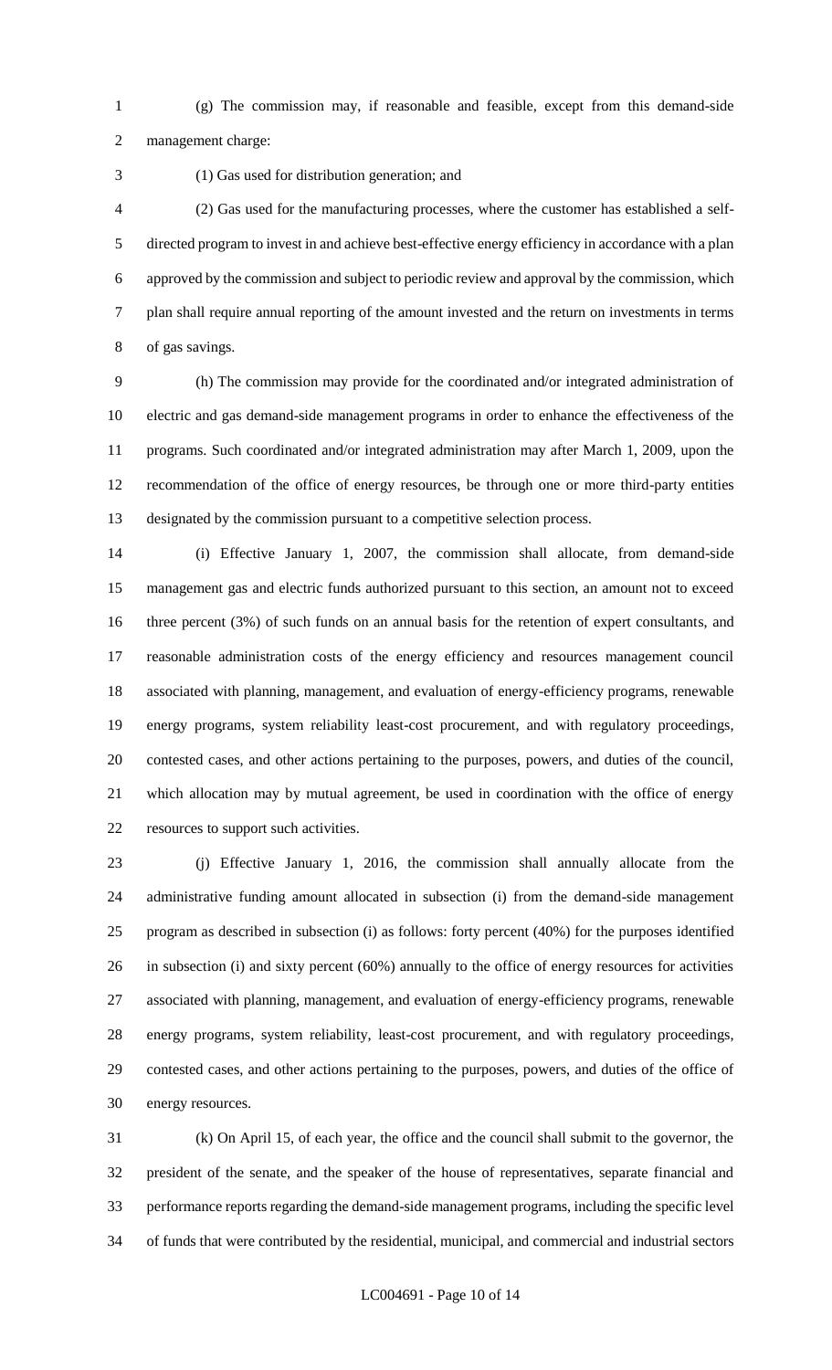(g) The commission may, if reasonable and feasible, except from this demand-side management charge:

(1) Gas used for distribution generation; and

(2) Gas used for the manufacturing processes, where the customer has established a self-directed program to invest in and achieve best-effective energy efficiency in accordance with a plan approved by the commission and subject to periodic review and approval by the commission, which plan shall require annual reporting of the amount invested and the return on investments in terms of gas savings.

(h) The commission may provide for the coordinated and/or integrated administration of electric and gas demand-side management programs in order to enhance the effectiveness of the programs. Such coordinated and/or integrated administration may after March 1, 2009, upon the recommendation of the office of energy resources, be through one or more third-party entities designated by the commission pursuant to a competitive selection process.

(i) Effective January 1, 2007, the commission shall allocate, from demand-side management gas and electric funds authorized pursuant to this section, an amount not to exceed three percent (3%) of such funds on an annual basis for the retention of expert consultants, and reasonable administration costs of the energy efficiency and resources management council associated with planning, management, and evaluation of energy-efficiency programs, renewable energy programs, system reliability least-cost procurement, and with regulatory proceedings, contested cases, and other actions pertaining to the purposes, powers, and duties of the council, which allocation may by mutual agreement, be used in coordination with the office of energy resources to support such activities.

(j) Effective January 1, 2016, the commission shall annually allocate from the administrative funding amount allocated in subsection (i) from the demand-side management program as described in subsection (i) as follows: forty percent (40%) for the purposes identified in subsection (i) and sixty percent (60%) annually to the office of energy resources for activities associated with planning, management, and evaluation of energy-efficiency programs, renewable energy programs, system reliability, least-cost procurement, and with regulatory proceedings, contested cases, and other actions pertaining to the purposes, powers, and duties of the office of energy resources.

(k) On April 15, of each year, the office and the council shall submit to the governor, the president of the senate, and the speaker of the house of representatives, separate financial and performance reports regarding the demand-side management programs, including the specific level of funds that were contributed by the residential, municipal, and commercial and industrial sectors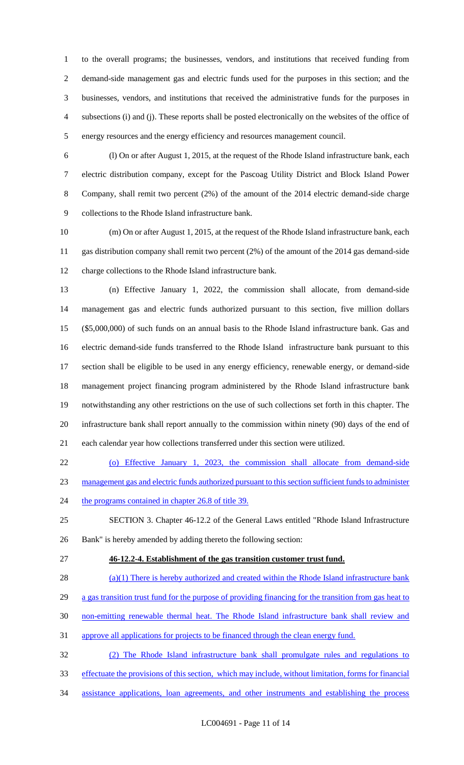to the overall programs; the businesses, vendors, and institutions that received funding from demand-side management gas and electric funds used for the purposes in this section; and the businesses, vendors, and institutions that received the administrative funds for the purposes in subsections (i) and (j). These reports shall be posted electronically on the websites of the office of energy resources and the energy efficiency and resources management council.

(l) On or after August 1, 2015, at the request of the Rhode Island infrastructure bank, each electric distribution company, except for the Pascoag Utility District and Block Island Power Company, shall remit two percent (2%) of the amount of the 2014 electric demand-side charge collections to the Rhode Island infrastructure bank.

(m) On or after August 1, 2015, at the request of the Rhode Island infrastructure bank, each gas distribution company shall remit two percent (2%) of the amount of the 2014 gas demand-side charge collections to the Rhode Island infrastructure bank.

(n) Effective January 1, 2022, the commission shall allocate, from demand-side management gas and electric funds authorized pursuant to this section, five million dollars ($5,000,000) of such funds on an annual basis to the Rhode Island infrastructure bank. Gas and electric demand-side funds transferred to the Rhode Island infrastructure bank pursuant to this section shall be eligible to be used in any energy efficiency, renewable energy, or demand-side management project financing program administered by the Rhode Island infrastructure bank notwithstanding any other restrictions on the use of such collections set forth in this chapter. The infrastructure bank shall report annually to the commission within ninety (90) days of the end of each calendar year how collections transferred under this section were utilized.

<u>(o) Effective January 1, 2023, the commission shall allocate from demand-side management gas and electric funds authorized pursuant to this section sufficient funds to administer the programs contained in chapter 26.8 of title 39.</u>

SECTION 3. Chapter 46-12.2 of the General Laws entitled "Rhode Island Infrastructure Bank" is hereby amended by adding thereto the following section:

**<u>46-12.2-4. Establishment of the gas transition customer trust fund.</u>**

<u>(a)(1) There is hereby authorized and created within the Rhode Island infrastructure bank a gas transition trust fund for the purpose of providing financing for the transition from gas heat to non-emitting renewable thermal heat. The Rhode Island infrastructure bank shall review and approve all applications for projects to be financed through the clean energy fund.</u>

<u>(2) The Rhode Island infrastructure bank shall promulgate rules and regulations to effectuate the provisions of this section, which may include, without limitation, forms for financial assistance applications, loan agreements, and other instruments and establishing the process</u>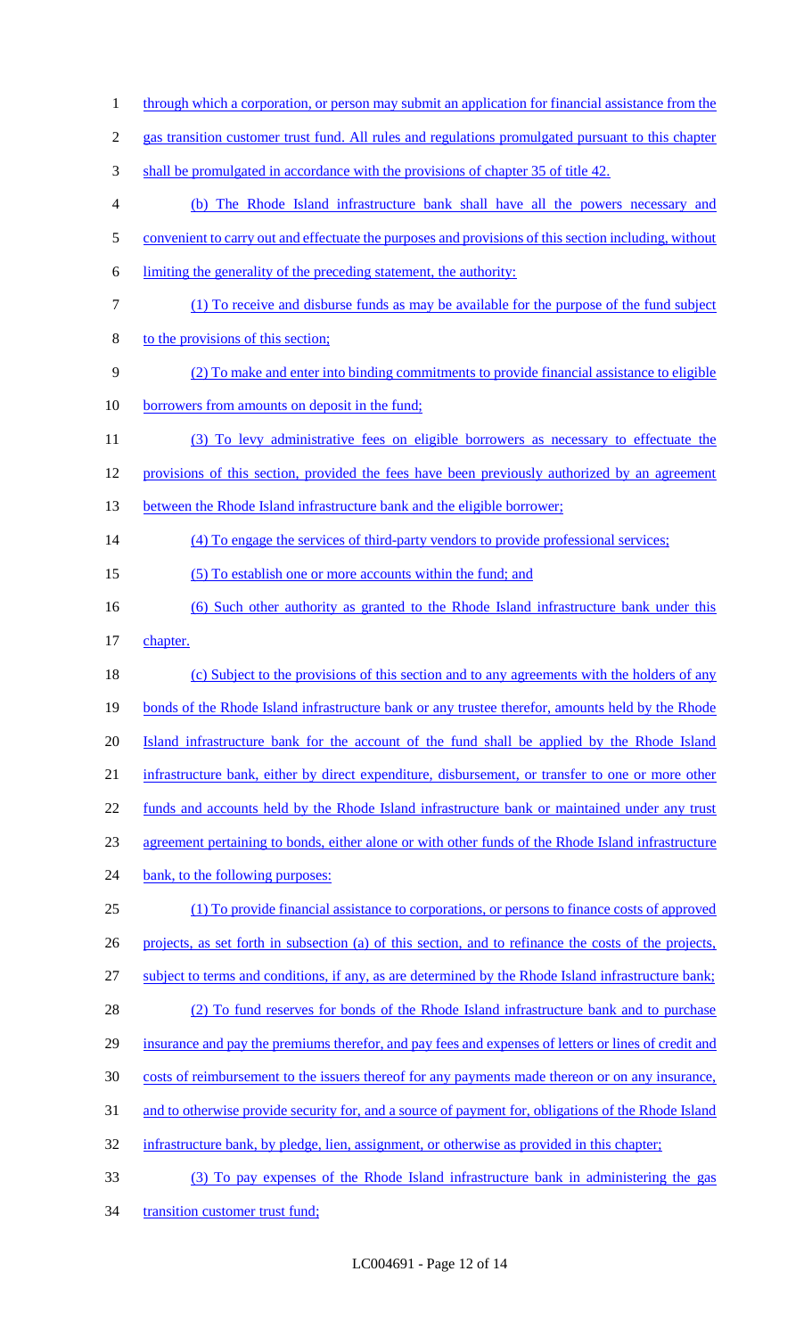through which a corporation, or person may submit an application for financial assistance from the gas transition customer trust fund. All rules and regulations promulgated pursuant to this chapter shall be promulgated in accordance with the provisions of chapter 35 of title 42.

(b) The Rhode Island infrastructure bank shall have all the powers necessary and convenient to carry out and effectuate the purposes and provisions of this section including, without limiting the generality of the preceding statement, the authority:

(1) To receive and disburse funds as may be available for the purpose of the fund subject to the provisions of this section;

(2) To make and enter into binding commitments to provide financial assistance to eligible borrowers from amounts on deposit in the fund;

(3) To levy administrative fees on eligible borrowers as necessary to effectuate the provisions of this section, provided the fees have been previously authorized by an agreement between the Rhode Island infrastructure bank and the eligible borrower;

(4) To engage the services of third-party vendors to provide professional services;

(5) To establish one or more accounts within the fund; and

(6) Such other authority as granted to the Rhode Island infrastructure bank under this chapter.

(c) Subject to the provisions of this section and to any agreements with the holders of any bonds of the Rhode Island infrastructure bank or any trustee therefor, amounts held by the Rhode Island infrastructure bank for the account of the fund shall be applied by the Rhode Island infrastructure bank, either by direct expenditure, disbursement, or transfer to one or more other funds and accounts held by the Rhode Island infrastructure bank or maintained under any trust agreement pertaining to bonds, either alone or with other funds of the Rhode Island infrastructure bank, to the following purposes:

(1) To provide financial assistance to corporations, or persons to finance costs of approved projects, as set forth in subsection (a) of this section, and to refinance the costs of the projects, subject to terms and conditions, if any, as are determined by the Rhode Island infrastructure bank;

(2) To fund reserves for bonds of the Rhode Island infrastructure bank and to purchase insurance and pay the premiums therefor, and pay fees and expenses of letters or lines of credit and costs of reimbursement to the issuers thereof for any payments made thereon or on any insurance, and to otherwise provide security for, and a source of payment for, obligations of the Rhode Island infrastructure bank, by pledge, lien, assignment, or otherwise as provided in this chapter;

(3) To pay expenses of the Rhode Island infrastructure bank in administering the gas transition customer trust fund;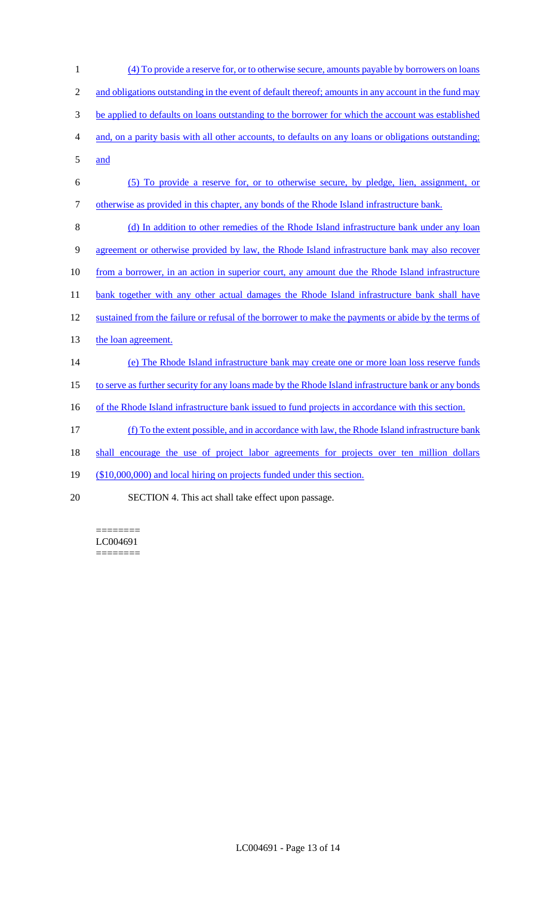(4) To provide a reserve for, or to otherwise secure, amounts payable by borrowers on loans and obligations outstanding in the event of default thereof; amounts in any account in the fund may be applied to defaults on loans outstanding to the borrower for which the account was established and, on a parity basis with all other accounts, to defaults on any loans or obligations outstanding; and

(5) To provide a reserve for, or to otherwise secure, by pledge, lien, assignment, or otherwise as provided in this chapter, any bonds of the Rhode Island infrastructure bank.

(d) In addition to other remedies of the Rhode Island infrastructure bank under any loan agreement or otherwise provided by law, the Rhode Island infrastructure bank may also recover from a borrower, in an action in superior court, any amount due the Rhode Island infrastructure bank together with any other actual damages the Rhode Island infrastructure bank shall have sustained from the failure or refusal of the borrower to make the payments or abide by the terms of the loan agreement.

(e) The Rhode Island infrastructure bank may create one or more loan loss reserve funds to serve as further security for any loans made by the Rhode Island infrastructure bank or any bonds of the Rhode Island infrastructure bank issued to fund projects in accordance with this section.

(f) To the extent possible, and in accordance with law, the Rhode Island infrastructure bank shall encourage the use of project labor agreements for projects over ten million dollars ($10,000,000) and local hiring on projects funded under this section.

SECTION 4. This act shall take effect upon passage.

========
LC004691
========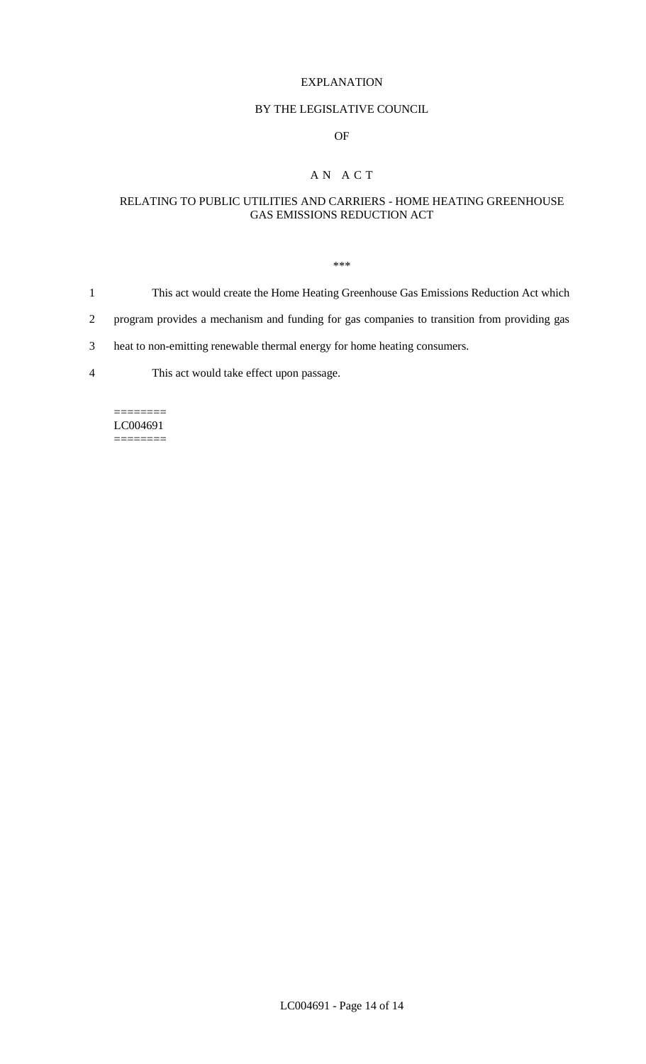EXPLANATION

BY THE LEGISLATIVE COUNCIL

OF

A N A C T

RELATING TO PUBLIC UTILITIES AND CARRIERS - HOME HEATING GREENHOUSE GAS EMISSIONS REDUCTION ACT

\*\*\*

1 This act would create the Home Heating Greenhouse Gas Emissions Reduction Act which
2 program provides a mechanism and funding for gas companies to transition from providing gas
3 heat to non-emitting renewable thermal energy for home heating consumers.
4 This act would take effect upon passage.

========
LC004691
========